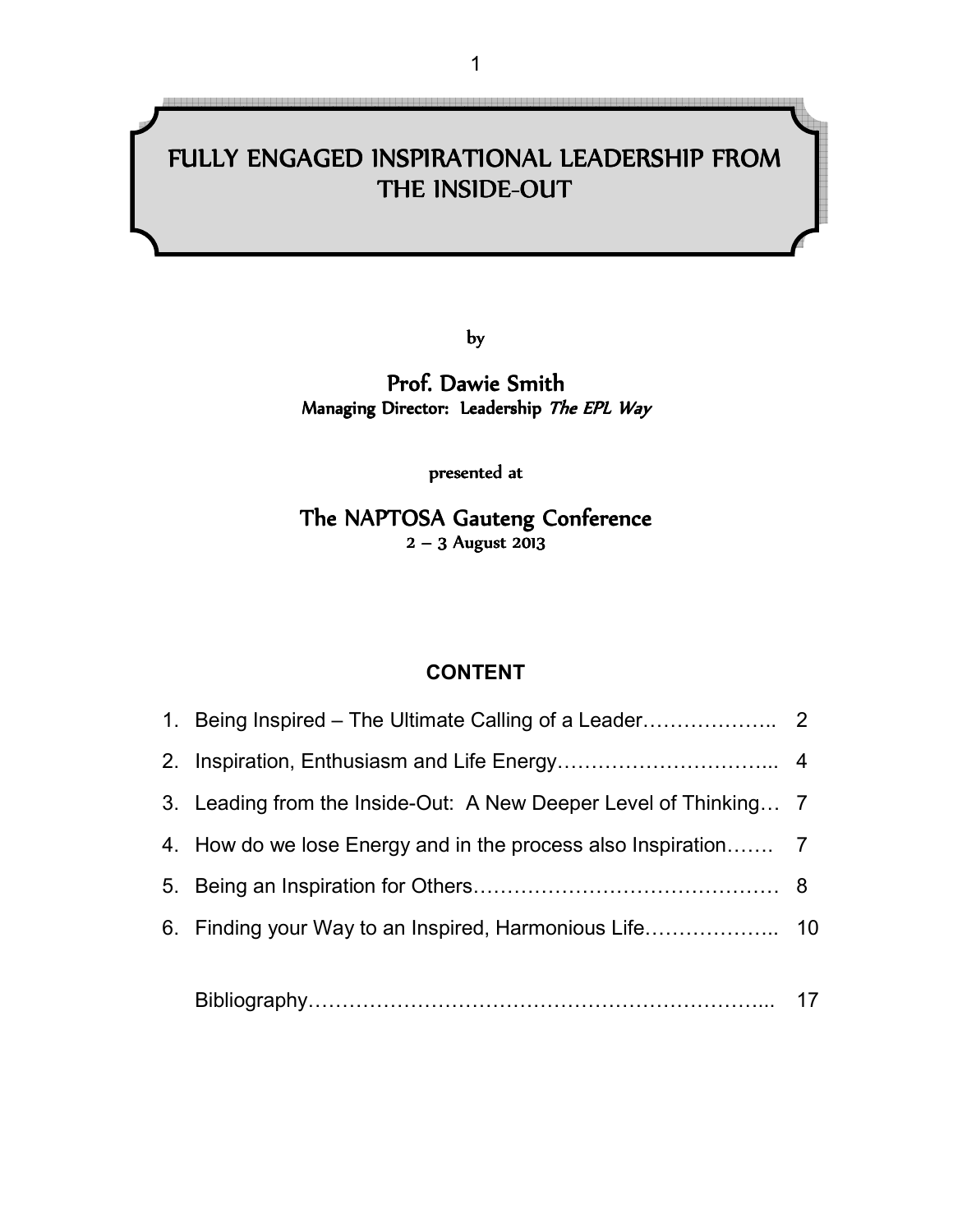# FULLY ENGAGED INSPIRATIONAL LEADERSHIP FROM THE INSIDE-OUT

by

**Prof. Dawie Smith**
Managing Director: Leadership *The EPL Way*

presented at

**The NAPTOSA Gauteng Conference**
2 – 3 August 2013

## CONTENT

| | | |
|---|---|---|
| 1. | Being Inspired – The Ultimate Calling of a Leader……………….. | 2 |
| 2. | Inspiration, Enthusiasm and Life Energy…………………………... | 4 |
| 3. | Leading from the Inside-Out: A New Deeper Level of Thinking… | 7 |
| 4. | How do we lose Energy and in the process also Inspiration……. | 7 |
| 5. | Being an Inspiration for Others……………………………………… | 8 |
| 6. | Finding your Way to an Inspired, Harmonious Life……………….. | 10 |
| | Bibliography…………………………………………………………... | 17 |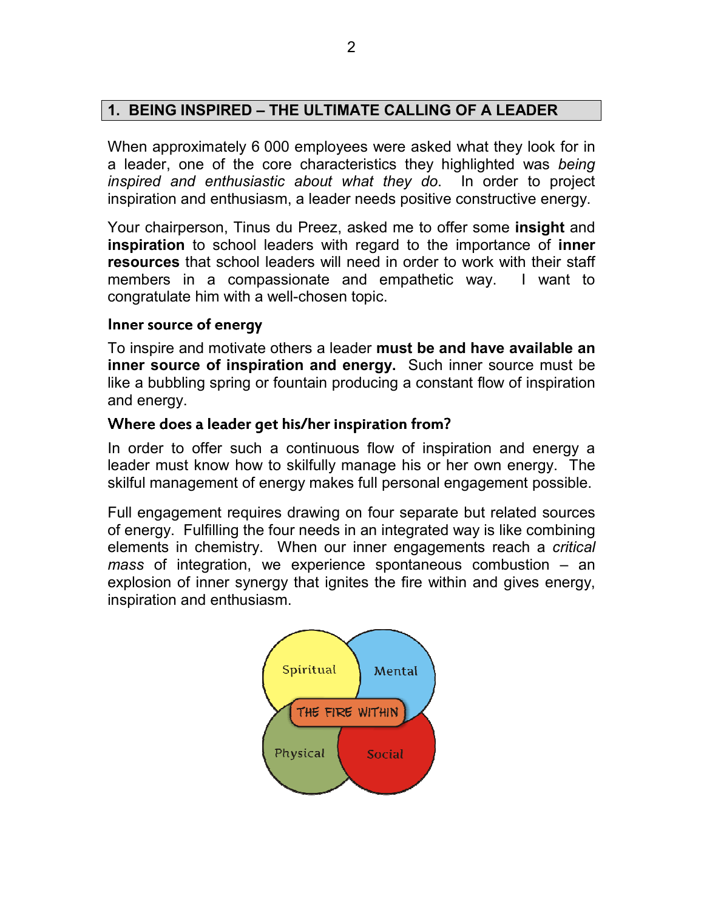## 1. BEING INSPIRED – THE ULTIMATE CALLING OF A LEADER

When approximately 6 000 employees were asked what they look for in a leader, one of the core characteristics they highlighted was *being inspired and enthusiastic about what they do*. In order to project inspiration and enthusiasm, a leader needs positive constructive energy.

Your chairperson, Tinus du Preez, asked me to offer some **insight** and **inspiration** to school leaders with regard to the importance of **inner resources** that school leaders will need in order to work with their staff members in a compassionate and empathetic way. I want to congratulate him with a well-chosen topic.

### Inner source of energy

To inspire and motivate others a leader **must be and have available an inner source of inspiration and energy.** Such inner source must be like a bubbling spring or fountain producing a constant flow of inspiration and energy.

### Where does a leader get his/her inspiration from?

In order to offer such a continuous flow of inspiration and energy a leader must know how to skilfully manage his or her own energy. The skilful management of energy makes full personal engagement possible.

Full engagement requires drawing on four separate but related sources of energy. Fulfilling the four needs in an integrated way is like combining elements in chemistry. When our inner engagements reach a *critical mass* of integration, we experience spontaneous combustion – an explosion of inner synergy that ignites the fire within and gives energy, inspiration and enthusiasm.

Spiritual | Mental | THE FIRE WITHIN | Physical | Social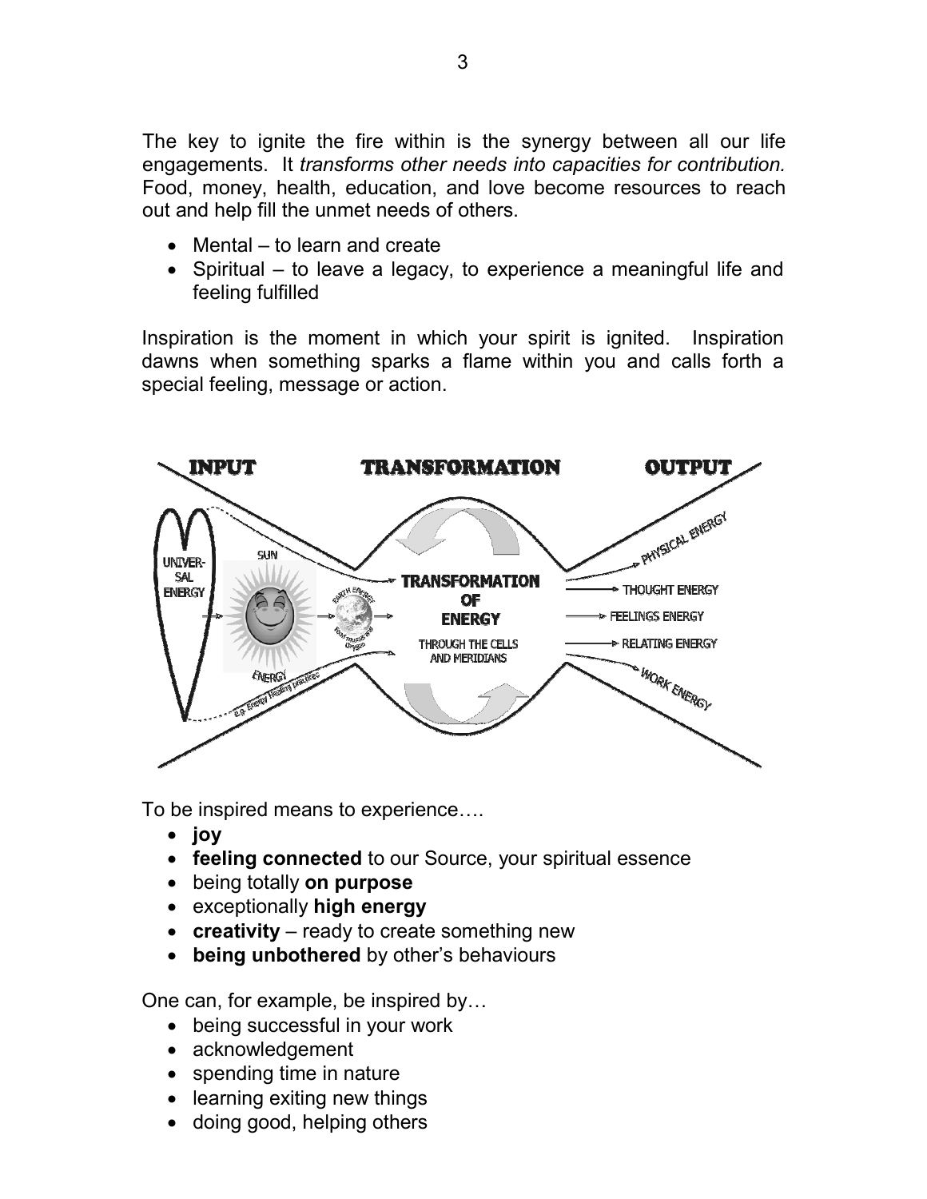The key to ignite the fire within is the synergy between all our life engagements. It *transforms other needs into capacities for contribution.* Food, money, health, education, and love become resources to reach out and help fill the unmet needs of others.

- Mental – to learn and create
- Spiritual – to leave a legacy, to experience a meaningful life and feeling fulfilled

Inspiration is the moment in which your spirit is ignited. Inspiration dawns when something sparks a flame within you and calls forth a special feeling, message or action.

To be inspired means to experience….

- **joy**
- **feeling connected** to our Source, your spiritual essence
- being totally **on purpose**
- exceptionally **high energy**
- **creativity** – ready to create something new
- **being unbothered** by other's behaviours

One can, for example, be inspired by…

- being successful in your work
- acknowledgement
- spending time in nature
- learning exiting new things
- doing good, helping others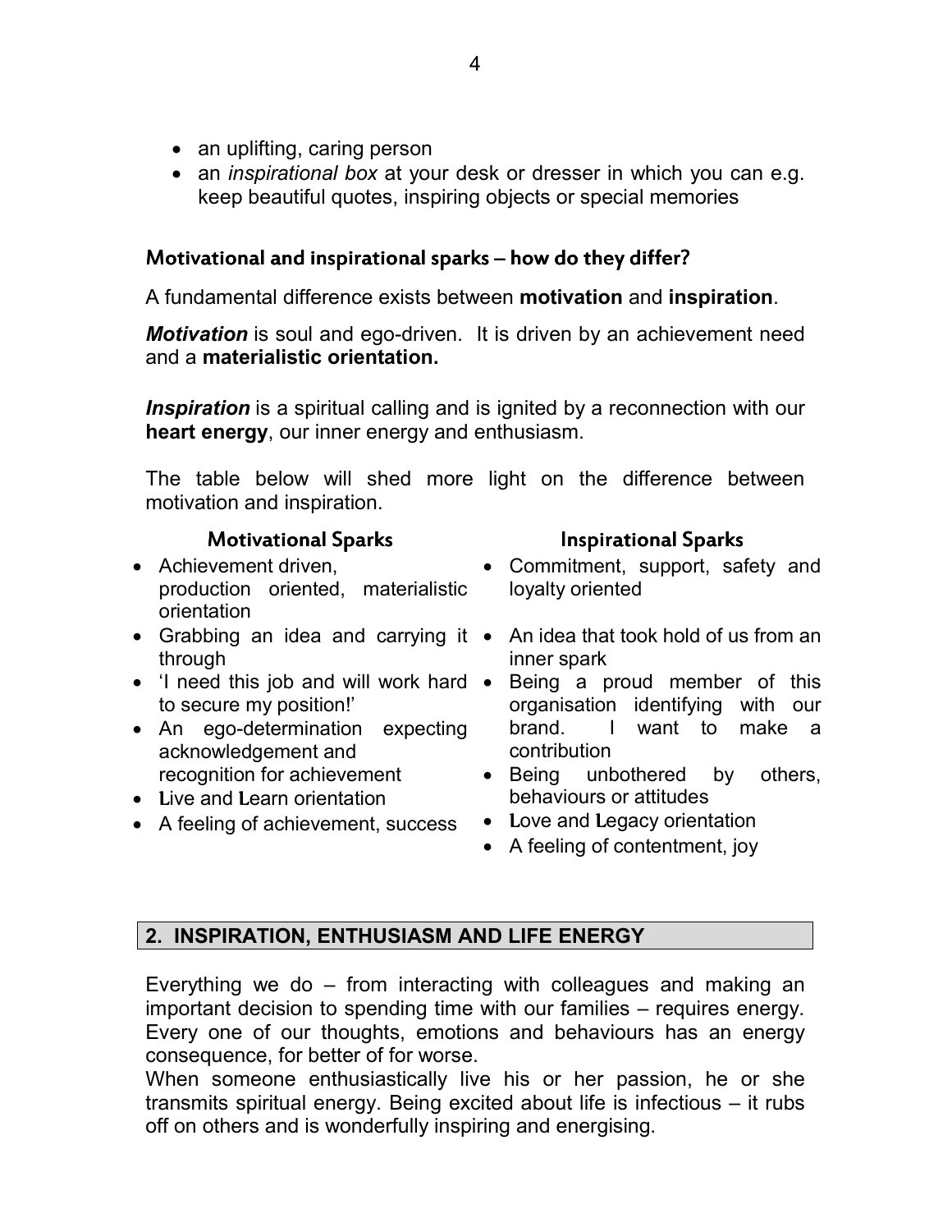- an uplifting, caring person
- an *inspirational box* at your desk or dresser in which you can e.g. keep beautiful quotes, inspiring objects or special memories

### Motivational and inspirational sparks – how do they differ?

A fundamental difference exists between **motivation** and **inspiration**.

***Motivation*** is soul and ego-driven. It is driven by an achievement need and a **materialistic orientation.**

***Inspiration*** is a spiritual calling and is ignited by a reconnection with our **heart energy**, our inner energy and enthusiasm.

The table below will shed more light on the difference between motivation and inspiration.

| Motivational Sparks | Inspirational Sparks |
|---|---|
| • Achievement driven, production oriented, materialistic orientation | • Commitment, support, safety and loyalty oriented |
| • Grabbing an idea and carrying it through | • An idea that took hold of us from an inner spark |
| • 'I need this job and will work hard to secure my position!' | • Being a proud member of this organisation identifying with our brand. I want to make a contribution |
| • An ego-determination expecting acknowledgement and recognition for achievement | • Being unbothered by others, behaviours or attitudes |
| • **L**ive and **L**earn orientation | • **L**ove and **L**egacy orientation |
| • A feeling of achievement, success | • A feeling of contentment, joy |

## 2. INSPIRATION, ENTHUSIASM AND LIFE ENERGY

Everything we do – from interacting with colleagues and making an important decision to spending time with our families – requires energy. Every one of our thoughts, emotions and behaviours has an energy consequence, for better of for worse.

When someone enthusiastically live his or her passion, he or she transmits spiritual energy. Being excited about life is infectious – it rubs off on others and is wonderfully inspiring and energising.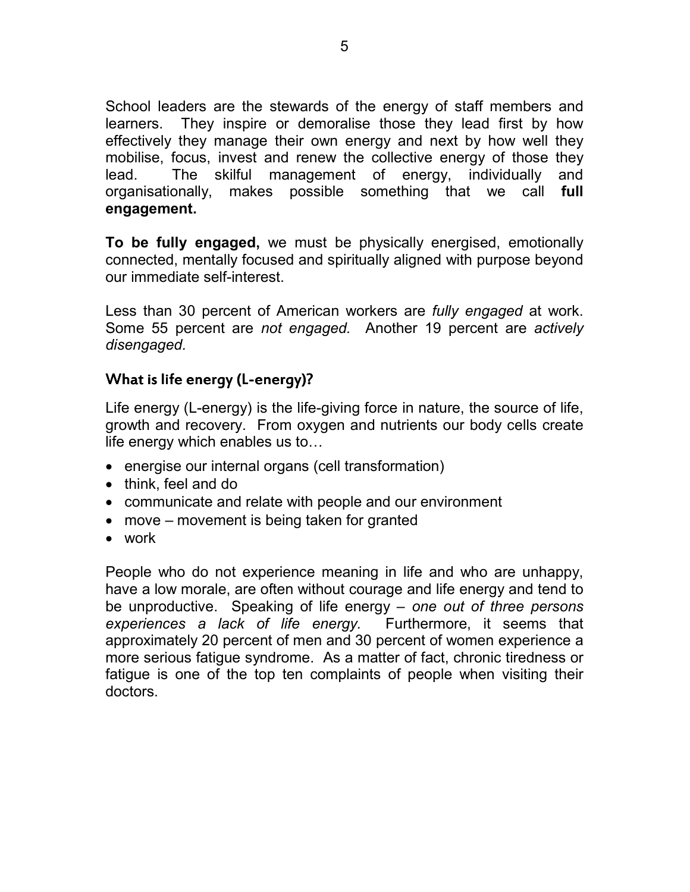School leaders are the stewards of the energy of staff members and learners. They inspire or demoralise those they lead first by how effectively they manage their own energy and next by how well they mobilise, focus, invest and renew the collective energy of those they lead. The skilful management of energy, individually and organisationally, makes possible something that we call **full engagement.**

**To be fully engaged,** we must be physically energised, emotionally connected, mentally focused and spiritually aligned with purpose beyond our immediate self-interest.

Less than 30 percent of American workers are *fully engaged* at work. Some 55 percent are *not engaged.* Another 19 percent are *actively disengaged.*

### What is life energy (L-energy)?

Life energy (L-energy) is the life-giving force in nature, the source of life, growth and recovery. From oxygen and nutrients our body cells create life energy which enables us to…

- energise our internal organs (cell transformation)
- think, feel and do
- communicate and relate with people and our environment
- move – movement is being taken for granted
- work

People who do not experience meaning in life and who are unhappy, have a low morale, are often without courage and life energy and tend to be unproductive. Speaking of life energy – *one out of three persons experiences a lack of life energy.* Furthermore, it seems that approximately 20 percent of men and 30 percent of women experience a more serious fatigue syndrome. As a matter of fact, chronic tiredness or fatigue is one of the top ten complaints of people when visiting their doctors.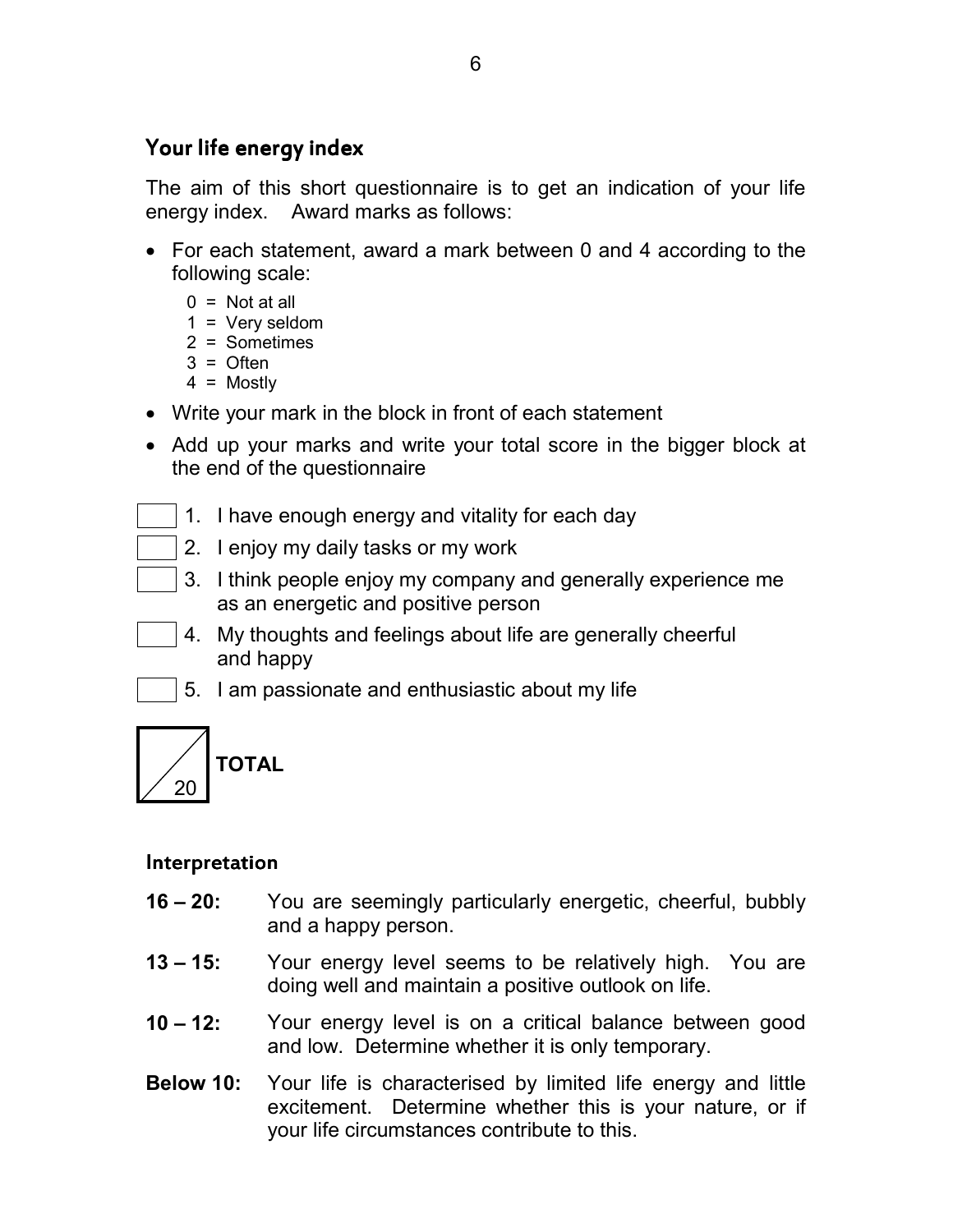## Your life energy index

The aim of this short questionnaire is to get an indication of your life energy index. Award marks as follows:

- For each statement, award a mark between 0 and 4 according to the following scale:
  - 0 = Not at all
  - 1 = Very seldom
  - 2 = Sometimes
  - 3 = Often
  - 4 = Mostly
- Write your mark in the block in front of each statement
- Add up your marks and write your total score in the bigger block at the end of the questionnaire

☐ 1. I have enough energy and vitality for each day

☐ 2. I enjoy my daily tasks or my work

☐ 3. I think people enjoy my company and generally experience me as an energetic and positive person

☐ 4. My thoughts and feelings about life are generally cheerful and happy

☐ 5. I am passionate and enthusiastic about my life

**TOTAL** ___ / 20

### Interpretation

**16 – 20:** You are seemingly particularly energetic, cheerful, bubbly and a happy person.

**13 – 15:** Your energy level seems to be relatively high. You are doing well and maintain a positive outlook on life.

**10 – 12:** Your energy level is on a critical balance between good and low. Determine whether it is only temporary.

**Below 10:** Your life is characterised by limited life energy and little excitement. Determine whether this is your nature, or if your life circumstances contribute to this.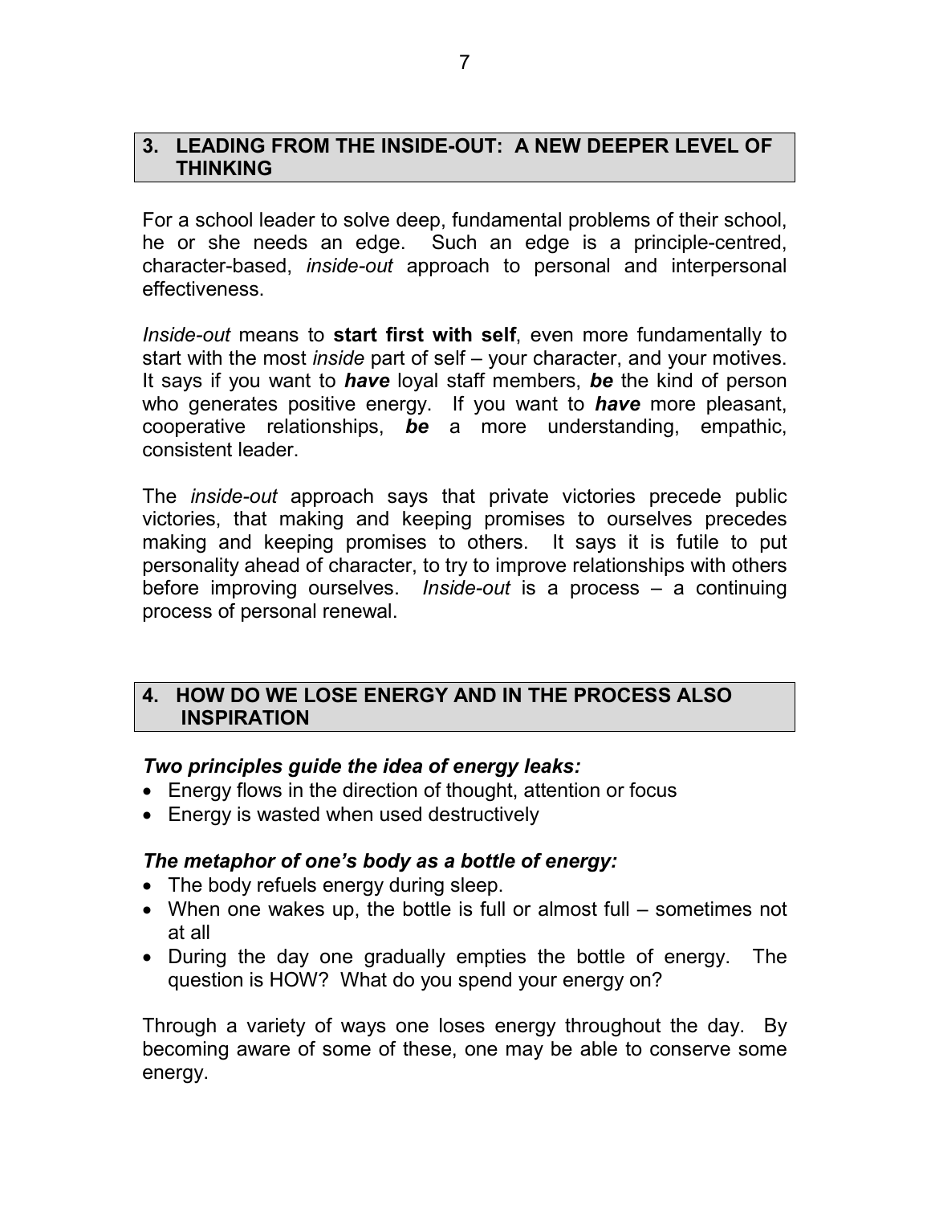## 3. LEADING FROM THE INSIDE-OUT: A NEW DEEPER LEVEL OF THINKING

For a school leader to solve deep, fundamental problems of their school, he or she needs an edge. Such an edge is a principle-centred, character-based, *inside-out* approach to personal and interpersonal effectiveness.

*Inside-out* means to **start first with self**, even more fundamentally to start with the most *inside* part of self – your character, and your motives. It says if you want to ***have*** loyal staff members, ***be*** the kind of person who generates positive energy. If you want to ***have*** more pleasant, cooperative relationships, ***be*** a more understanding, empathic, consistent leader.

The *inside-out* approach says that private victories precede public victories, that making and keeping promises to ourselves precedes making and keeping promises to others. It says it is futile to put personality ahead of character, to try to improve relationships with others before improving ourselves. *Inside-out* is a process – a continuing process of personal renewal.

## 4. HOW DO WE LOSE ENERGY AND IN THE PROCESS ALSO INSPIRATION

***Two principles guide the idea of energy leaks:***

- Energy flows in the direction of thought, attention or focus
- Energy is wasted when used destructively

***The metaphor of one's body as a bottle of energy:***

- The body refuels energy during sleep.
- When one wakes up, the bottle is full or almost full – sometimes not at all
- During the day one gradually empties the bottle of energy. The question is HOW? What do you spend your energy on?

Through a variety of ways one loses energy throughout the day. By becoming aware of some of these, one may be able to conserve some energy.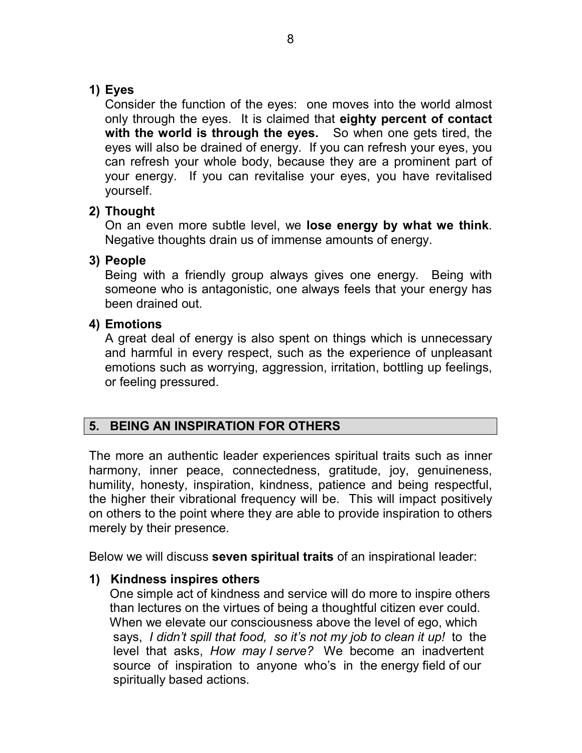**1) Eyes**

Consider the function of the eyes: one moves into the world almost only through the eyes. It is claimed that **eighty percent of contact with the world is through the eyes.** So when one gets tired, the eyes will also be drained of energy. If you can refresh your eyes, you can refresh your whole body, because they are a prominent part of your energy. If you can revitalise your eyes, you have revitalised yourself.

**2) Thought**

On an even more subtle level, we **lose energy by what we think**. Negative thoughts drain us of immense amounts of energy.

**3) People**

Being with a friendly group always gives one energy. Being with someone who is antagonistic, one always feels that your energy has been drained out.

**4) Emotions**

A great deal of energy is also spent on things which is unnecessary and harmful in every respect, such as the experience of unpleasant emotions such as worrying, aggression, irritation, bottling up feelings, or feeling pressured.

## 5. BEING AN INSPIRATION FOR OTHERS

The more an authentic leader experiences spiritual traits such as inner harmony, inner peace, connectedness, gratitude, joy, genuineness, humility, honesty, inspiration, kindness, patience and being respectful, the higher their vibrational frequency will be. This will impact positively on others to the point where they are able to provide inspiration to others merely by their presence.

Below we will discuss **seven spiritual traits** of an inspirational leader:

**1) Kindness inspires others**

One simple act of kindness and service will do more to inspire others than lectures on the virtues of being a thoughtful citizen ever could. When we elevate our consciousness above the level of ego, which says, *I didn't spill that food, so it's not my job to clean it up!* to the level that asks, *How may I serve?* We become an inadvertent source of inspiration to anyone who's in the energy field of our spiritually based actions.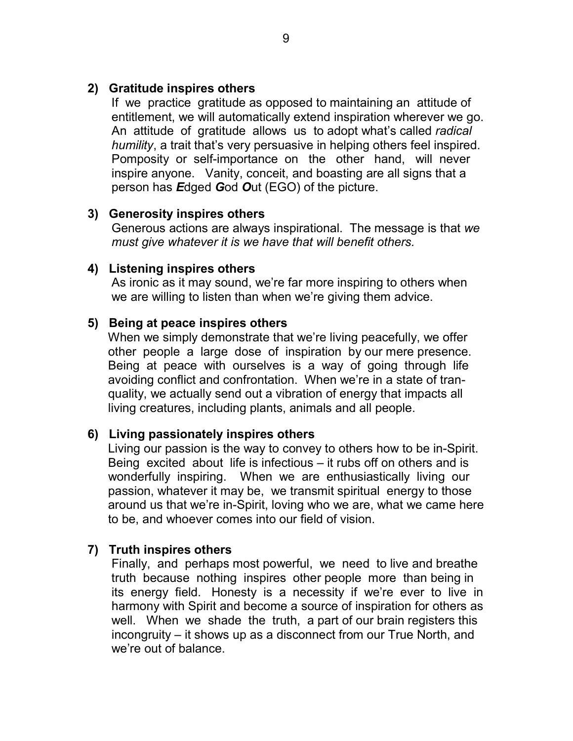**2) Gratitude inspires others**

If we practice gratitude as opposed to maintaining an attitude of entitlement, we will automatically extend inspiration wherever we go. An attitude of gratitude allows us to adopt what's called *radical humility*, a trait that's very persuasive in helping others feel inspired. Pomposity or self-importance on the other hand, will never inspire anyone. Vanity, conceit, and boasting are all signs that a person has ***E***dged ***G***od ***O***ut (EGO) of the picture.

**3) Generosity inspires others**

Generous actions are always inspirational. The message is that *we must give whatever it is we have that will benefit others.*

**4) Listening inspires others**

As ironic as it may sound, we're far more inspiring to others when we are willing to listen than when we're giving them advice.

**5) Being at peace inspires others**

When we simply demonstrate that we're living peacefully, we offer other people a large dose of inspiration by our mere presence. Being at peace with ourselves is a way of going through life avoiding conflict and confrontation. When we're in a state of tranquality, we actually send out a vibration of energy that impacts all living creatures, including plants, animals and all people.

**6) Living passionately inspires others**

Living our passion is the way to convey to others how to be in-Spirit. Being excited about life is infectious – it rubs off on others and is wonderfully inspiring. When we are enthusiastically living our passion, whatever it may be, we transmit spiritual energy to those around us that we're in-Spirit, loving who we are, what we came here to be, and whoever comes into our field of vision.

**7) Truth inspires others**

Finally, and perhaps most powerful, we need to live and breathe truth because nothing inspires other people more than being in its energy field. Honesty is a necessity if we're ever to live in harmony with Spirit and become a source of inspiration for others as well. When we shade the truth, a part of our brain registers this incongruity – it shows up as a disconnect from our True North, and we're out of balance.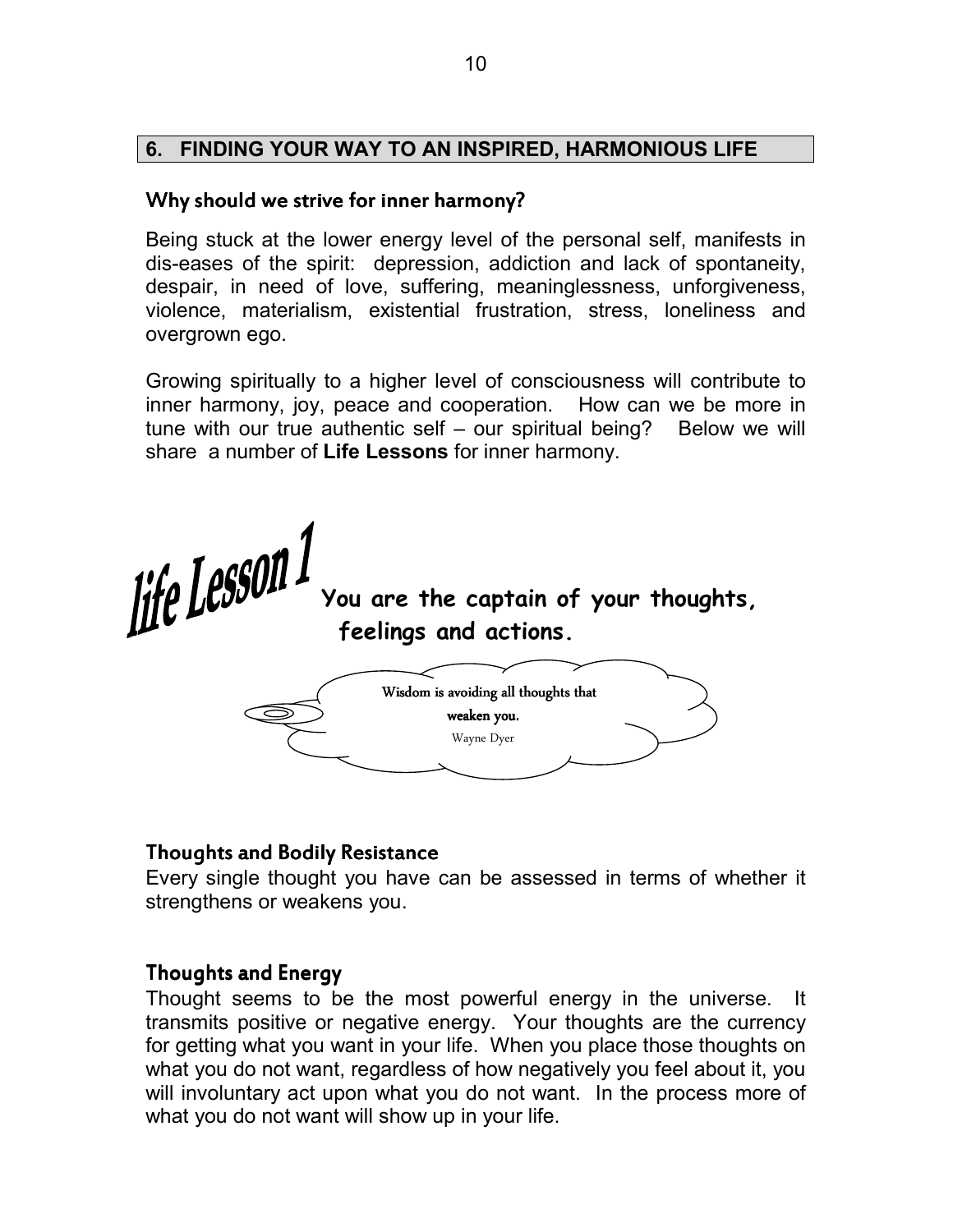## 6. FINDING YOUR WAY TO AN INSPIRED, HARMONIOUS LIFE

### Why should we strive for inner harmony?

Being stuck at the lower energy level of the personal self, manifests in dis-eases of the spirit: depression, addiction and lack of spontaneity, despair, in need of love, suffering, meaninglessness, unforgiveness, violence, materialism, existential frustration, stress, loneliness and overgrown ego.

Growing spiritually to a higher level of consciousness will contribute to inner harmony, joy, peace and cooperation. How can we be more in tune with our true authentic self – our spiritual being? Below we will share a number of **Life Lessons** for inner harmony.

## life Lesson 1

**You are the captain of your thoughts, feelings and actions.**

> Wisdom is avoiding all thoughts that weaken you.
>
> Wayne Dyer

### Thoughts and Bodily Resistance

Every single thought you have can be assessed in terms of whether it strengthens or weakens you.

### Thoughts and Energy

Thought seems to be the most powerful energy in the universe. It transmits positive or negative energy. Your thoughts are the currency for getting what you want in your life. When you place those thoughts on what you do not want, regardless of how negatively you feel about it, you will involuntary act upon what you do not want. In the process more of what you do not want will show up in your life.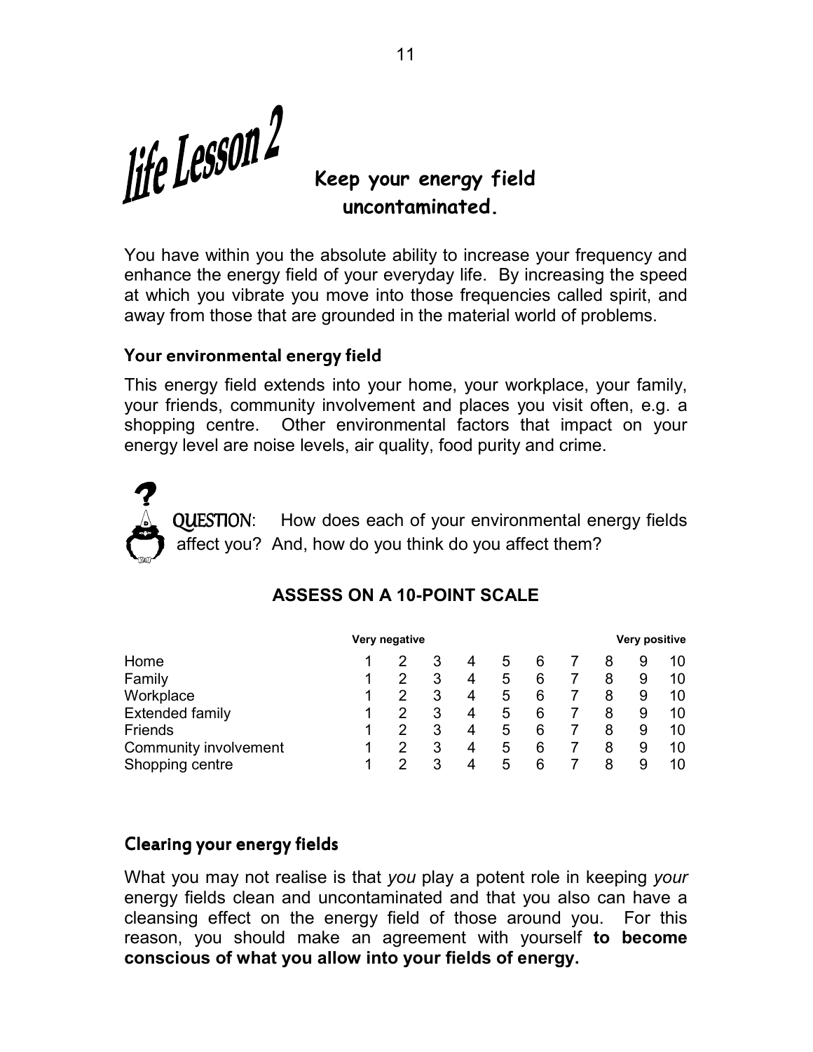# life Lesson 2

## Keep your energy field uncontaminated.

You have within you the absolute ability to increase your frequency and enhance the energy field of your everyday life. By increasing the speed at which you vibrate you move into those frequencies called spirit, and away from those that are grounded in the material world of problems.

### Your environmental energy field

This energy field extends into your home, your workplace, your family, your friends, community involvement and places you visit often, e.g. a shopping centre. Other environmental factors that impact on your energy level are noise levels, air quality, food purity and crime.

QUESTION: How does each of your environmental energy fields affect you? And, how do you think do you affect them?

**ASSESS ON A 10-POINT SCALE**

| | Very negative | | | | | | | | | Very positive |
|---|---|---|---|---|---|---|---|---|---|---|
| Home | 1 | 2 | 3 | 4 | 5 | 6 | 7 | 8 | 9 | 10 |
| Family | 1 | 2 | 3 | 4 | 5 | 6 | 7 | 8 | 9 | 10 |
| Workplace | 1 | 2 | 3 | 4 | 5 | 6 | 7 | 8 | 9 | 10 |
| Extended family | 1 | 2 | 3 | 4 | 5 | 6 | 7 | 8 | 9 | 10 |
| Friends | 1 | 2 | 3 | 4 | 5 | 6 | 7 | 8 | 9 | 10 |
| Community involvement | 1 | 2 | 3 | 4 | 5 | 6 | 7 | 8 | 9 | 10 |
| Shopping centre | 1 | 2 | 3 | 4 | 5 | 6 | 7 | 8 | 9 | 10 |

### Clearing your energy fields

What you may not realise is that *you* play a potent role in keeping *your* energy fields clean and uncontaminated and that you also can have a cleansing effect on the energy field of those around you. For this reason, you should make an agreement with yourself **to become conscious of what you allow into your fields of energy.**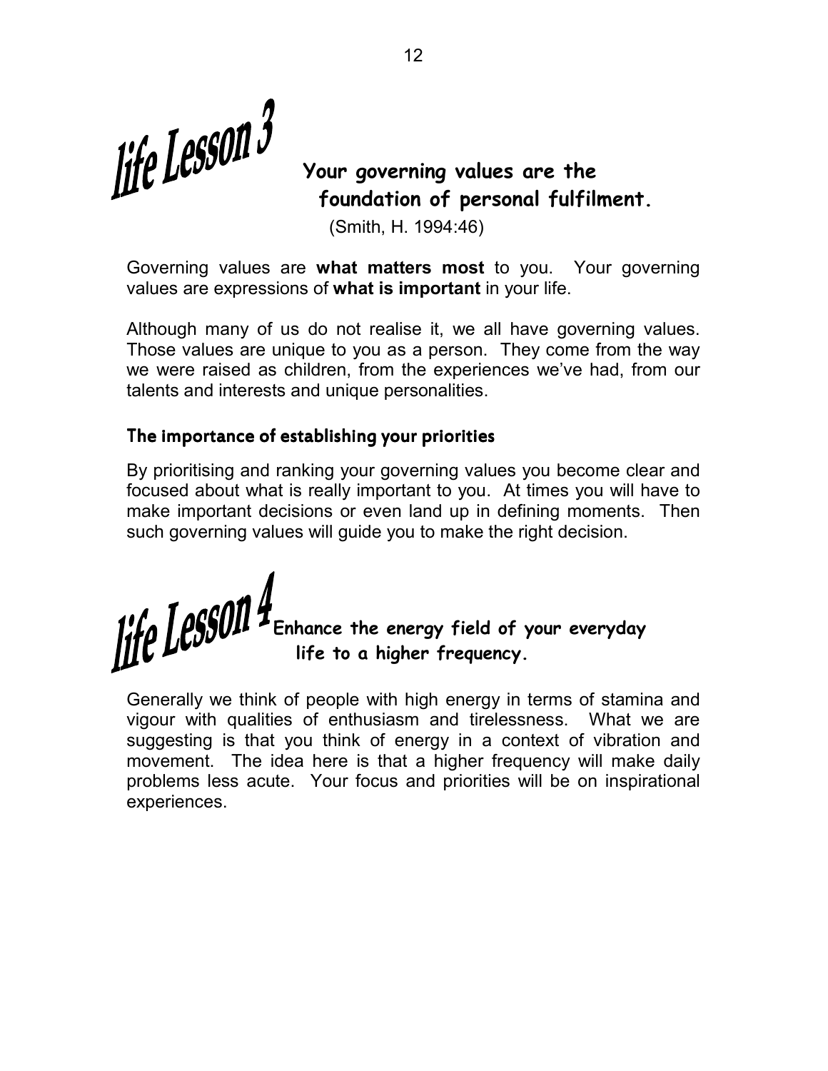## life Lesson 3

**Your governing values are the foundation of personal fulfilment.**

(Smith, H. 1994:46)

Governing values are **what matters most** to you. Your governing values are expressions of **what is important** in your life.

Although many of us do not realise it, we all have governing values. Those values are unique to you as a person. They come from the way we were raised as children, from the experiences we've had, from our talents and interests and unique personalities.

### The importance of establishing your priorities

By prioritising and ranking your governing values you become clear and focused about what is really important to you. At times you will have to make important decisions or even land up in defining moments. Then such governing values will guide you to make the right decision.

## life Lesson 4

**Enhance the energy field of your everyday life to a higher frequency.**

Generally we think of people with high energy in terms of stamina and vigour with qualities of enthusiasm and tirelessness. What we are suggesting is that you think of energy in a context of vibration and movement. The idea here is that a higher frequency will make daily problems less acute. Your focus and priorities will be on inspirational experiences.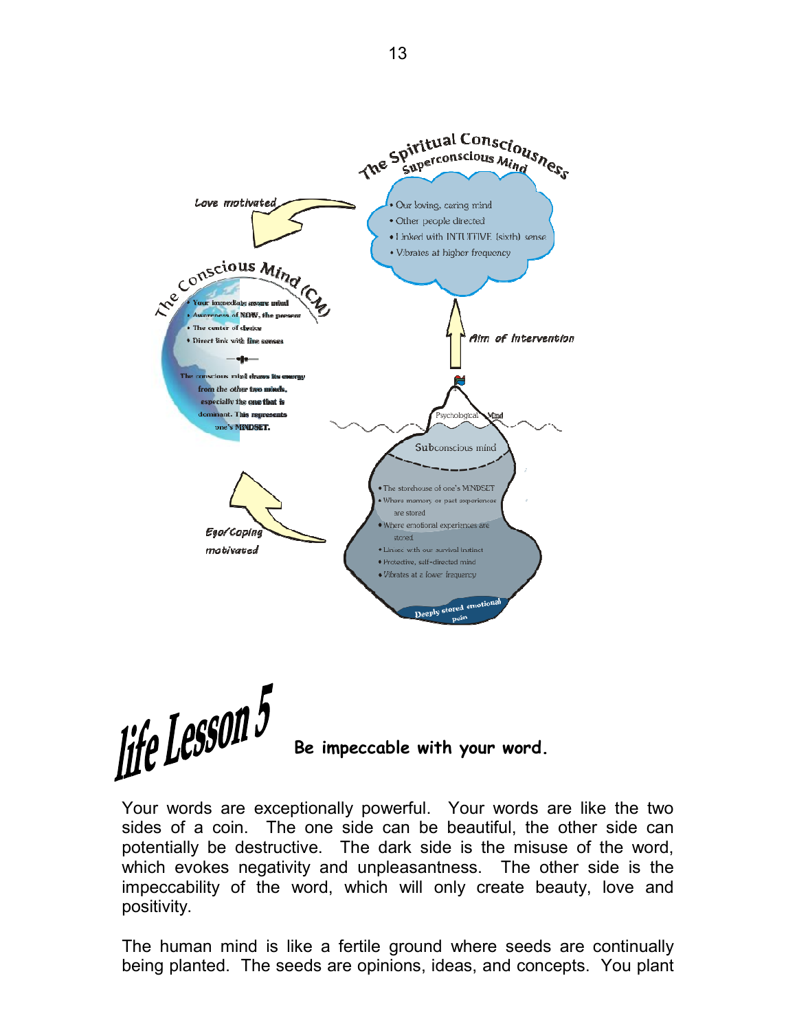The Spiritual Consciousness
Superconscious Mind

- Our loving, caring mind
- Other people directed
- Linked with INTUITIVE (sixth) sense
- Vibrates at higher frequency

Love motivated

Aim of Intervention

The Conscious Mind (CM)

- Your immediate aware mind
- Awareness of NOW, the present
- The center of choice
- Direct link with the senses

The conscious mind draws its energy from the other two minds, especially the one that is dominant. This represents one's MINDSET.

Psychological Mind

Subconscious mind

- The storehouse of one's MINDSET
- Where memory of past experiences are stored
- Where emotional experiences are stored
- Linked with our survival instinct
- Protective, self-directed mind
- Vibrates at a lower frequency

Deeply stored emotional pain

Ego/Coping motivated

## Life Lesson 5 **Be impeccable with your word.**

Your words are exceptionally powerful. Your words are like the two sides of a coin. The one side can be beautiful, the other side can potentially be destructive. The dark side is the misuse of the word, which evokes negativity and unpleasantness. The other side is the impeccability of the word, which will only create beauty, love and positivity.

The human mind is like a fertile ground where seeds are continually being planted. The seeds are opinions, ideas, and concepts. You plant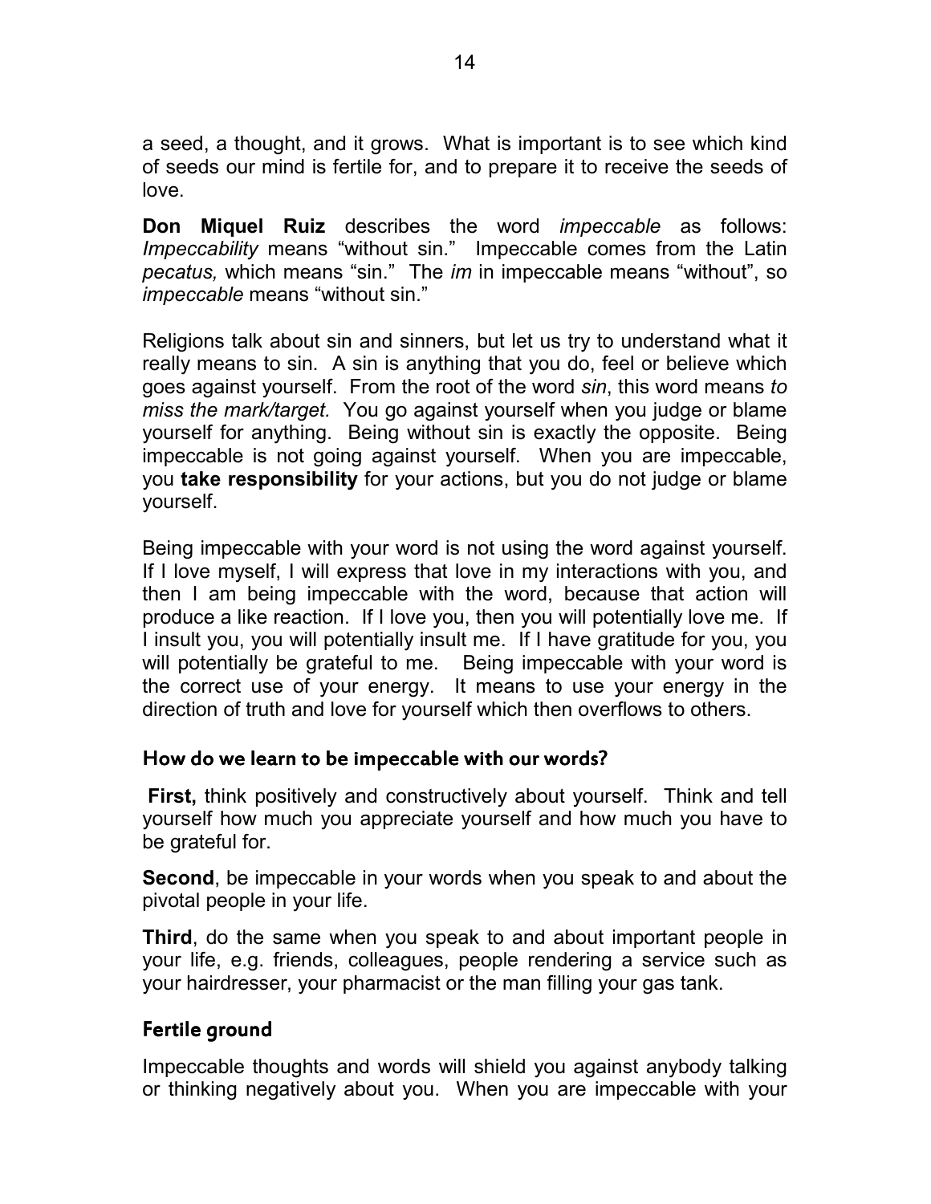a seed, a thought, and it grows. What is important is to see which kind of seeds our mind is fertile for, and to prepare it to receive the seeds of love.

**Don Miquel Ruiz** describes the word *impeccable* as follows: *Impeccability* means "without sin." Impeccable comes from the Latin *pecatus,* which means "sin." The *im* in impeccable means "without", so *impeccable* means "without sin."

Religions talk about sin and sinners, but let us try to understand what it really means to sin. A sin is anything that you do, feel or believe which goes against yourself. From the root of the word *sin*, this word means *to miss the mark/target.* You go against yourself when you judge or blame yourself for anything. Being without sin is exactly the opposite. Being impeccable is not going against yourself. When you are impeccable, you **take responsibility** for your actions, but you do not judge or blame yourself.

Being impeccable with your word is not using the word against yourself. If I love myself, I will express that love in my interactions with you, and then I am being impeccable with the word, because that action will produce a like reaction. If I love you, then you will potentially love me. If I insult you, you will potentially insult me. If I have gratitude for you, you will potentially be grateful to me. Being impeccable with your word is the correct use of your energy. It means to use your energy in the direction of truth and love for yourself which then overflows to others.

## How do we learn to be impeccable with our words?

**First,** think positively and constructively about yourself. Think and tell yourself how much you appreciate yourself and how much you have to be grateful for.

**Second**, be impeccable in your words when you speak to and about the pivotal people in your life.

**Third**, do the same when you speak to and about important people in your life, e.g. friends, colleagues, people rendering a service such as your hairdresser, your pharmacist or the man filling your gas tank.

## Fertile ground

Impeccable thoughts and words will shield you against anybody talking or thinking negatively about you. When you are impeccable with your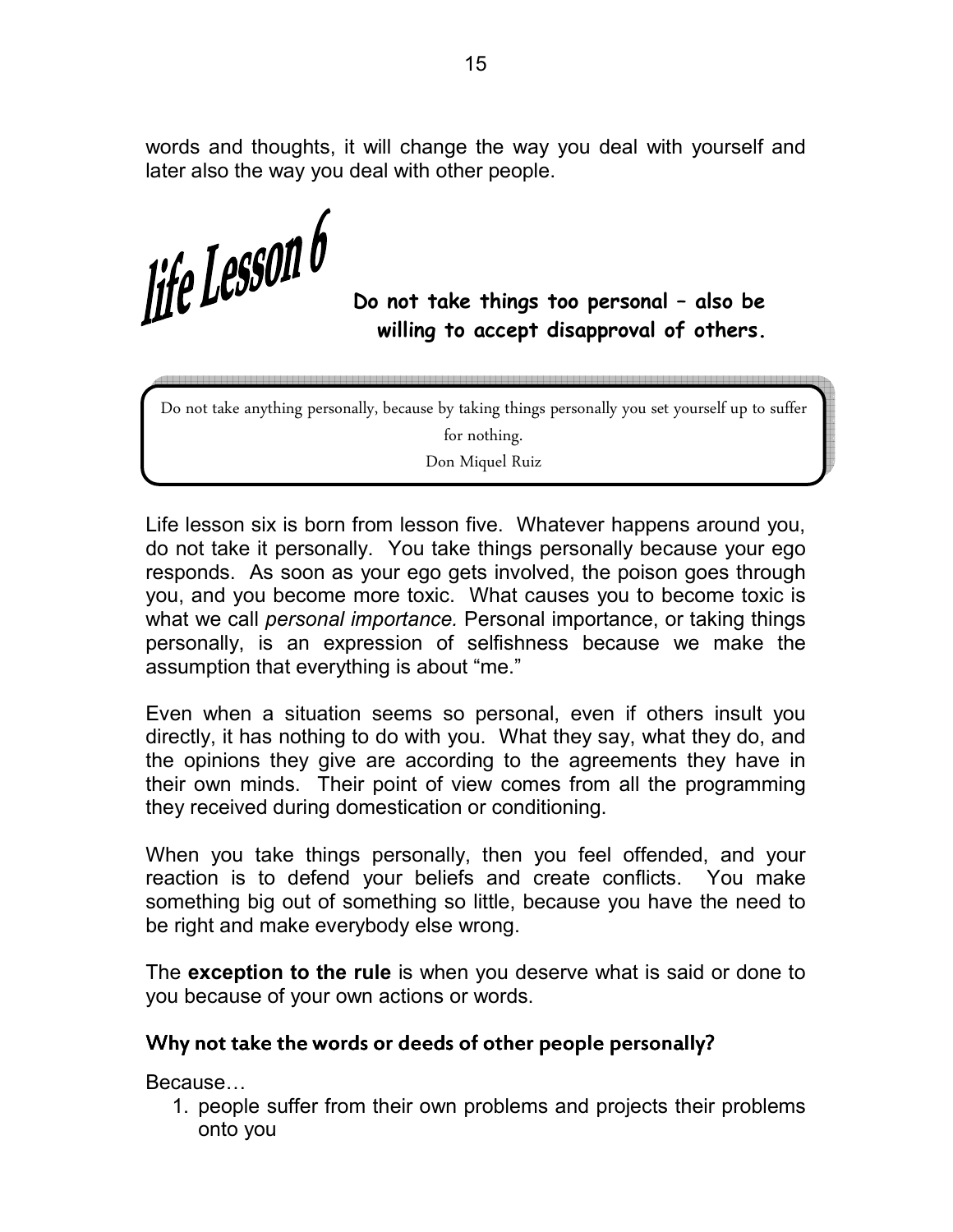words and thoughts, it will change the way you deal with yourself and later also the way you deal with other people.

## life Lesson 6

**Do not take things too personal – also be willing to accept disapproval of others.**

> Do not take anything personally, because by taking things personally you set yourself up to suffer for nothing.
>
> Don Miquel Ruiz

Life lesson six is born from lesson five. Whatever happens around you, do not take it personally. You take things personally because your ego responds. As soon as your ego gets involved, the poison goes through you, and you become more toxic. What causes you to become toxic is what we call *personal importance.* Personal importance, or taking things personally, is an expression of selfishness because we make the assumption that everything is about "me."

Even when a situation seems so personal, even if others insult you directly, it has nothing to do with you. What they say, what they do, and the opinions they give are according to the agreements they have in their own minds. Their point of view comes from all the programming they received during domestication or conditioning.

When you take things personally, then you feel offended, and your reaction is to defend your beliefs and create conflicts. You make something big out of something so little, because you have the need to be right and make everybody else wrong.

The **exception to the rule** is when you deserve what is said or done to you because of your own actions or words.

### Why not take the words or deeds of other people personally?

Because…

1. people suffer from their own problems and projects their problems onto you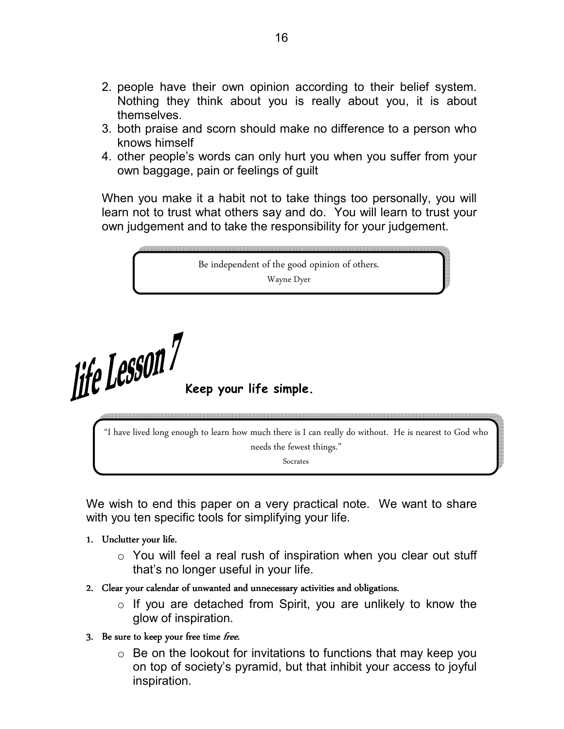2. people have their own opinion according to their belief system. Nothing they think about you is really about you, it is about themselves.
3. both praise and scorn should make no difference to a person who knows himself
4. other people's words can only hurt you when you suffer from your own baggage, pain or feelings of guilt

When you make it a habit not to take things too personally, you will learn not to trust what others say and do. You will learn to trust your own judgement and to take the responsibility for your judgement.

> Be independent of the good opinion of others.
>
> Wayne Dyer

## life Lesson 7 **Keep your life simple.**

> "I have lived long enough to learn how much there is I can really do without. He is nearest to God who needs the fewest things."
>
> Socrates

We wish to end this paper on a very practical note. We want to share with you ten specific tools for simplifying your life.

1. Unclutter your life.
   - You will feel a real rush of inspiration when you clear out stuff that's no longer useful in your life.
2. Clear your calendar of unwanted and unnecessary activities and obligations.
   - If you are detached from Spirit, you are unlikely to know the glow of inspiration.
3. Be sure to keep your free time *free*.
   - Be on the lookout for invitations to functions that may keep you on top of society's pyramid, but that inhibit your access to joyful inspiration.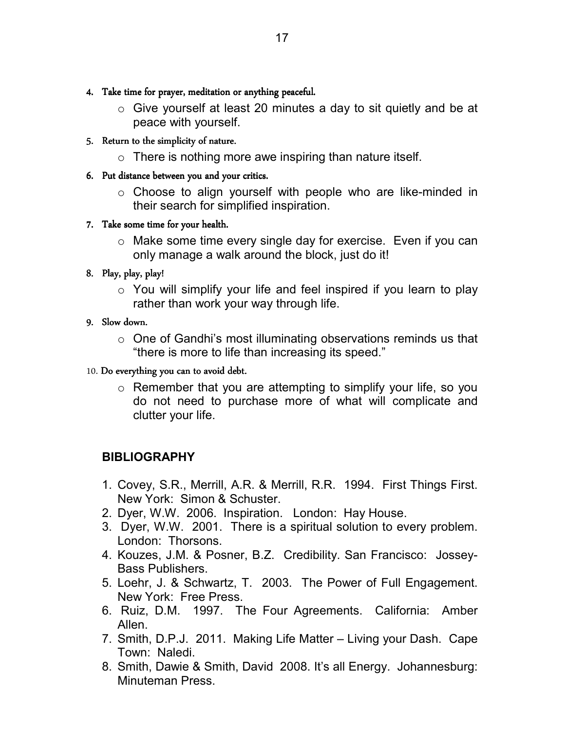4. **Take time for prayer, meditation or anything peaceful.**
    - Give yourself at least 20 minutes a day to sit quietly and be at peace with yourself.
5. Return to the simplicity of nature.
    - There is nothing more awe inspiring than nature itself.
6. **Put distance between you and your critics.**
    - Choose to align yourself with people who are like-minded in their search for simplified inspiration.
7. **Take some time for your health.**
    - Make some time every single day for exercise. Even if you can only manage a walk around the block, just do it!
8. Play, play, play!
    - You will simplify your life and feel inspired if you learn to play rather than work your way through life.
9. Slow down.
    - One of Gandhi's most illuminating observations reminds us that "there is more to life than increasing its speed."
10. Do everything you can to avoid debt.
    - Remember that you are attempting to simplify your life, so you do not need to purchase more of what will complicate and clutter your life.

## BIBLIOGRAPHY

1. Covey, S.R., Merrill, A.R. & Merrill, R.R. 1994. First Things First. New York: Simon & Schuster.
2. Dyer, W.W. 2006. Inspiration. London: Hay House.
3. Dyer, W.W. 2001. There is a spiritual solution to every problem. London: Thorsons.
4. Kouzes, J.M. & Posner, B.Z. Credibility. San Francisco: Jossey-Bass Publishers.
5. Loehr, J. & Schwartz, T. 2003. The Power of Full Engagement. New York: Free Press.
6. Ruiz, D.M. 1997. The Four Agreements. California: Amber Allen.
7. Smith, D.P.J. 2011. Making Life Matter – Living your Dash. Cape Town: Naledi.
8. Smith, Dawie & Smith, David 2008. It's all Energy. Johannesburg: Minuteman Press.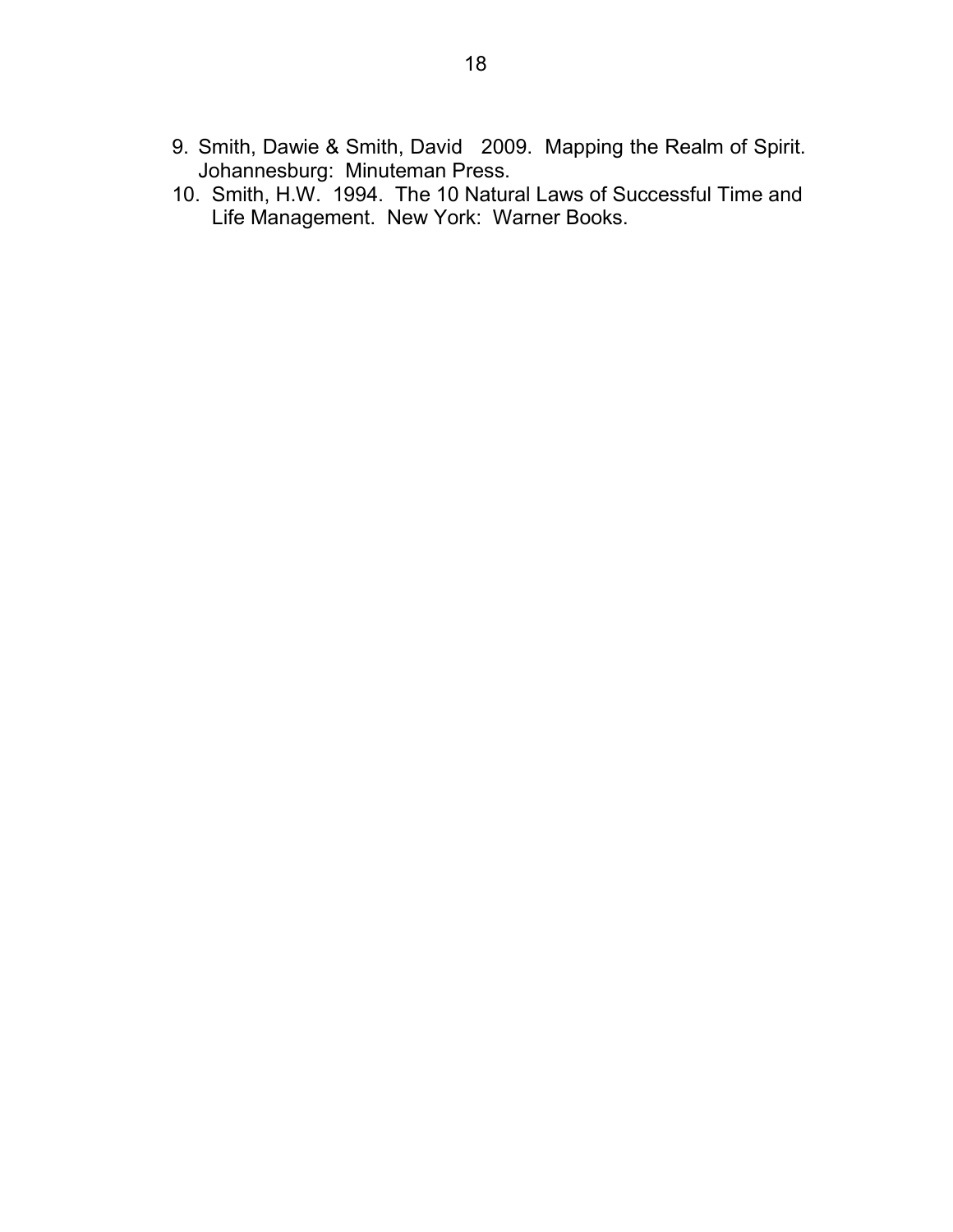9. Smith, Dawie & Smith, David 2009. Mapping the Realm of Spirit. Johannesburg: Minuteman Press.
10. Smith, H.W. 1994. The 10 Natural Laws of Successful Time and Life Management. New York: Warner Books.